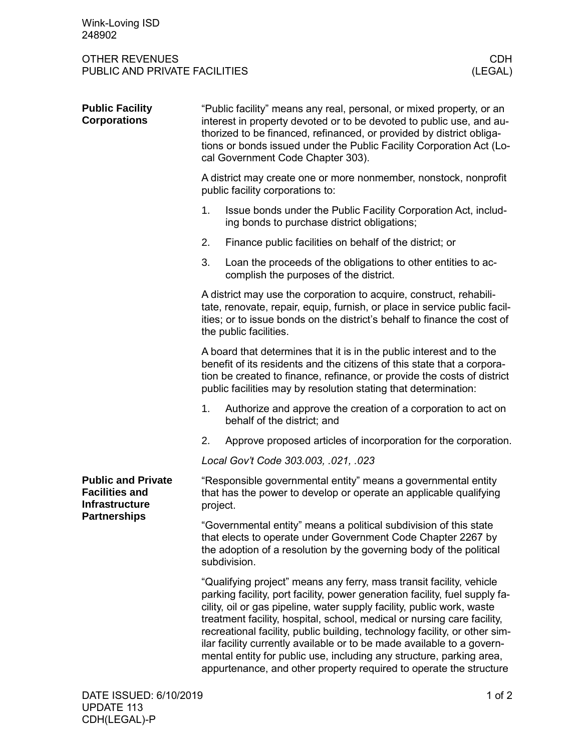Wink-Loving ISD
248902

OTHER REVENUES
PUBLIC AND PRIVATE FACILITIES

CDH
(LEGAL)

## Public Facility Corporations

"Public facility" means any real, personal, or mixed property, or an interest in property devoted or to be devoted to public use, and authorized to be financed, refinanced, or provided by district obligations or bonds issued under the Public Facility Corporation Act (Local Government Code Chapter 303).

A district may create one or more nonmember, nonstock, nonprofit public facility corporations to:

1. Issue bonds under the Public Facility Corporation Act, including bonds to purchase district obligations;
2. Finance public facilities on behalf of the district; or
3. Loan the proceeds of the obligations to other entities to accomplish the purposes of the district.

A district may use the corporation to acquire, construct, rehabilitate, renovate, repair, equip, furnish, or place in service public facilities; or to issue bonds on the district's behalf to finance the cost of the public facilities.

A board that determines that it is in the public interest and to the benefit of its residents and the citizens of this state that a corporation be created to finance, refinance, or provide the costs of district public facilities may by resolution stating that determination:

1. Authorize and approve the creation of a corporation to act on behalf of the district; and
2. Approve proposed articles of incorporation for the corporation.

*Local Gov't Code 303.003, .021, .023*

## Public and Private Facilities and Infrastructure Partnerships

"Responsible governmental entity" means a governmental entity that has the power to develop or operate an applicable qualifying project.

"Governmental entity" means a political subdivision of this state that elects to operate under Government Code Chapter 2267 by the adoption of a resolution by the governing body of the political subdivision.

"Qualifying project" means any ferry, mass transit facility, vehicle parking facility, port facility, power generation facility, fuel supply facility, oil or gas pipeline, water supply facility, public work, waste treatment facility, hospital, school, medical or nursing care facility, recreational facility, public building, technology facility, or other similar facility currently available or to be made available to a governmental entity for public use, including any structure, parking area, appurtenance, and other property required to operate the structure

DATE ISSUED: 6/10/2019
UPDATE 113
CDH(LEGAL)-P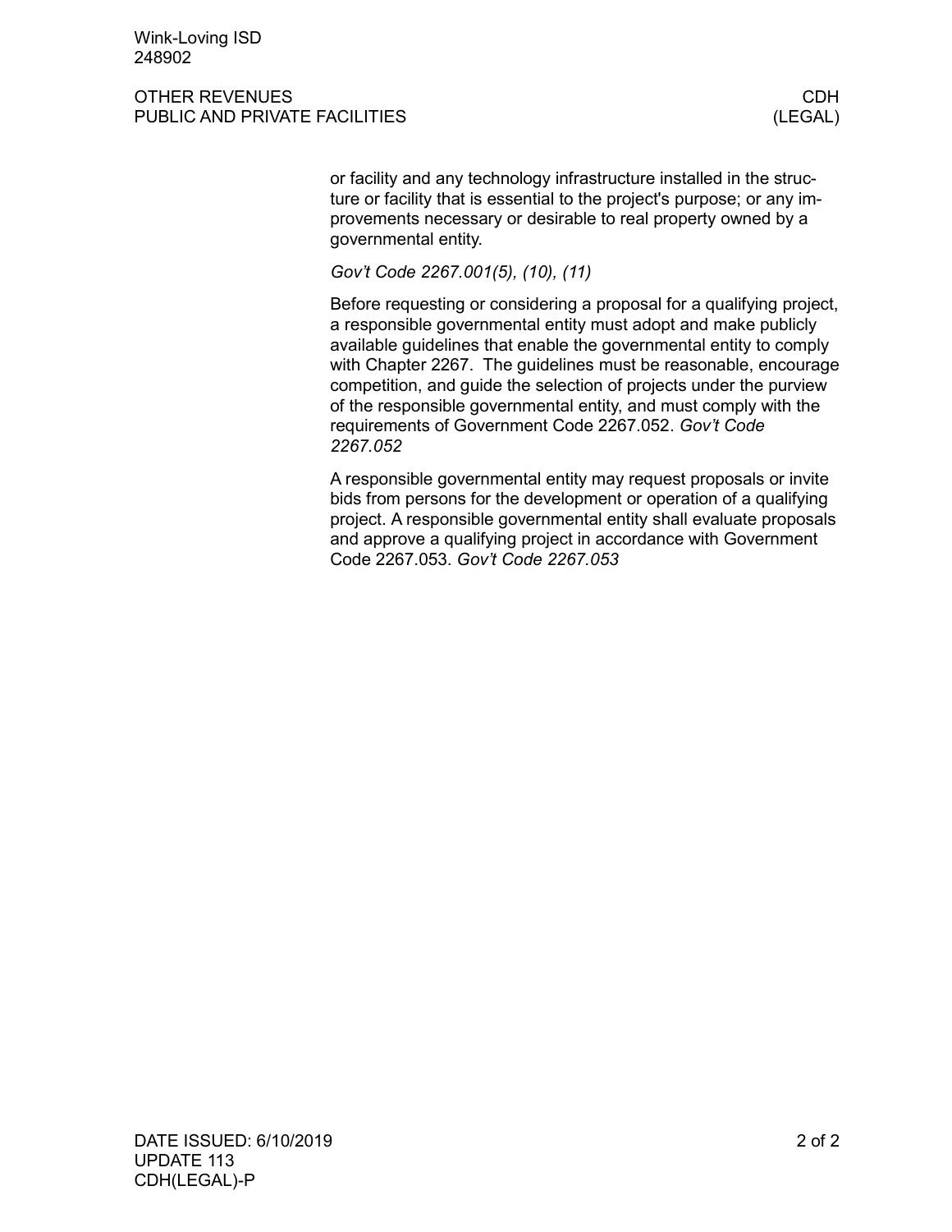or facility and any technology infrastructure installed in the structure or facility that is essential to the project's purpose; or any improvements necessary or desirable to real property owned by a governmental entity.

*Gov't Code 2267.001(5), (10), (11)*

Before requesting or considering a proposal for a qualifying project, a responsible governmental entity must adopt and make publicly available guidelines that enable the governmental entity to comply with Chapter 2267. The guidelines must be reasonable, encourage competition, and guide the selection of projects under the purview of the responsible governmental entity, and must comply with the requirements of Government Code 2267.052. *Gov't Code 2267.052*

A responsible governmental entity may request proposals or invite bids from persons for the development or operation of a qualifying project. A responsible governmental entity shall evaluate proposals and approve a qualifying project in accordance with Government Code 2267.053. *Gov't Code 2267.053*